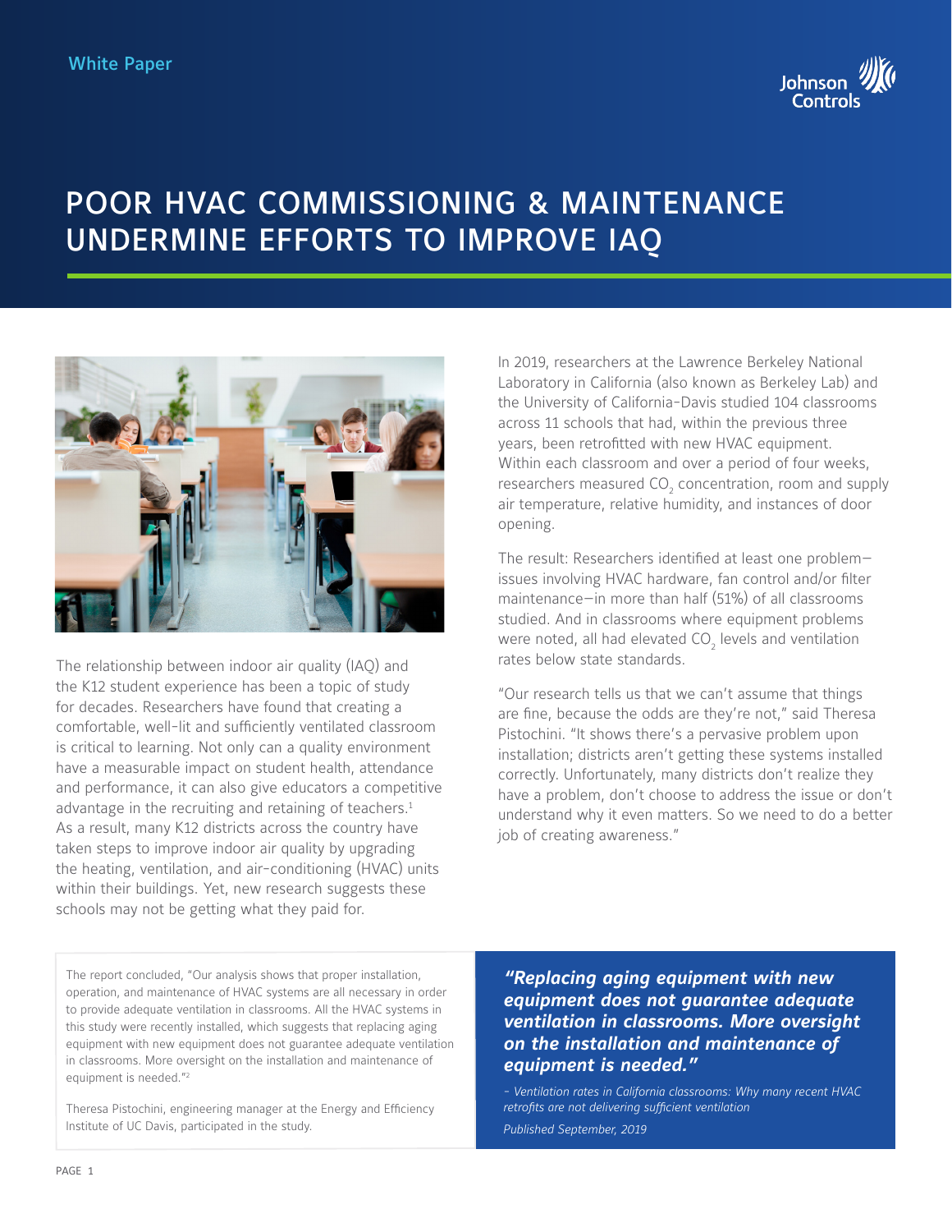White Paper

Johnson Controls

# POOR HVAC COMMISSIONING & MAINTENANCE UNDERMINE EFFORTS TO IMPROVE IAQ

The relationship between indoor air quality (IAQ) and the K12 student experience has been a topic of study for decades. Researchers have found that creating a comfortable, well-lit and sufficiently ventilated classroom is critical to learning. Not only can a quality environment have a measurable impact on student health, attendance and performance, it can also give educators a competitive advantage in the recruiting and retaining of teachers.[1] As a result, many K12 districts across the country have taken steps to improve indoor air quality by upgrading the heating, ventilation, and air-conditioning (HVAC) units within their buildings. Yet, new research suggests these schools may not be getting what they paid for.

In 2019, researchers at the Lawrence Berkeley National Laboratory in California (also known as Berkeley Lab) and the University of California-Davis studied 104 classrooms across 11 schools that had, within the previous three years, been retrofitted with new HVAC equipment. Within each classroom and over a period of four weeks, researchers measured $CO_2$ concentration, room and supply air temperature, relative humidity, and instances of door opening.

The result: Researchers identified at least one problem—issues involving HVAC hardware, fan control and/or filter maintenance—in more than half (51%) of all classrooms studied. And in classrooms where equipment problems were noted, all had elevated $CO_2$ levels and ventilation rates below state standards.

"Our research tells us that we can't assume that things are fine, because the odds are they're not," said Theresa Pistochini. "It shows there's a pervasive problem upon installation; districts aren't getting these systems installed correctly. Unfortunately, many districts don't realize they have a problem, don't choose to address the issue or don't understand why it even matters. So we need to do a better job of creating awareness."

The report concluded, "Our analysis shows that proper installation, operation, and maintenance of HVAC systems are all necessary in order to provide adequate ventilation in classrooms. All the HVAC systems in this study were recently installed, which suggests that replacing aging equipment with new equipment does not guarantee adequate ventilation in classrooms. More oversight on the installation and maintenance of equipment is needed."[2]

Theresa Pistochini, engineering manager at the Energy and Efficiency Institute of UC Davis, participated in the study.

> ***"Replacing aging equipment with new equipment does not guarantee adequate ventilation in classrooms. More oversight on the installation and maintenance of equipment is needed."***
>
> *- Ventilation rates in California classrooms: Why many recent HVAC retrofits are not delivering sufficient ventilation*
>
> *Published September, 2019*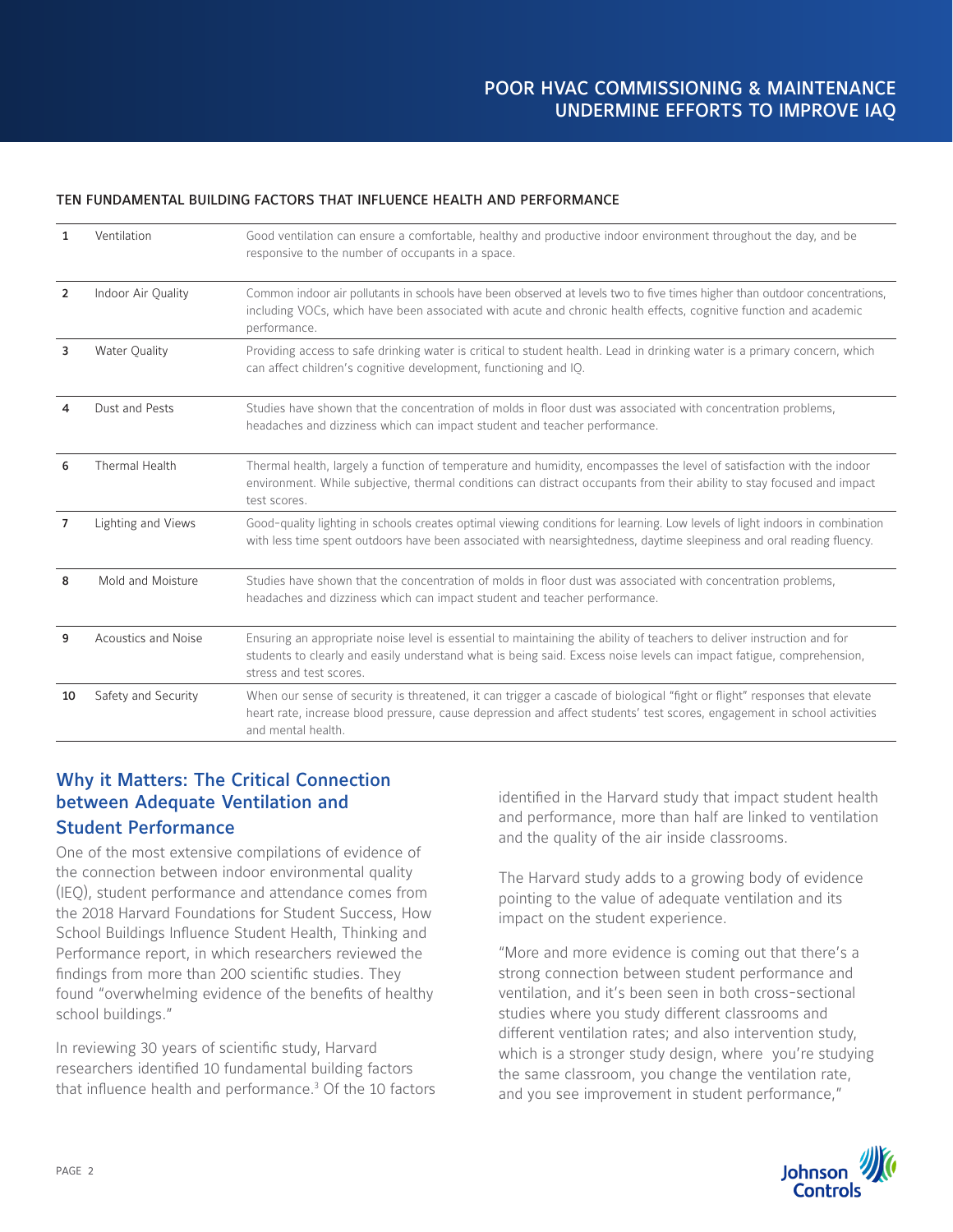## POOR HVAC COMMISSIONING & MAINTENANCE UNDERMINE EFFORTS TO IMPROVE IAQ

### TEN FUNDAMENTAL BUILDING FACTORS THAT INFLUENCE HEALTH AND PERFORMANCE

| | | |
|---|---|---|
| 1 | Ventilation | Good ventilation can ensure a comfortable, healthy and productive indoor environment throughout the day, and be responsive to the number of occupants in a space. |
| 2 | Indoor Air Quality | Common indoor air pollutants in schools have been observed at levels two to five times higher than outdoor concentrations, including VOCs, which have been associated with acute and chronic health effects, cognitive function and academic performance. |
| 3 | Water Quality | Providing access to safe drinking water is critical to student health. Lead in drinking water is a primary concern, which can affect children's cognitive development, functioning and IQ. |
| 4 | Dust and Pests | Studies have shown that the concentration of molds in floor dust was associated with concentration problems, headaches and dizziness which can impact student and teacher performance. |
| 6 | Thermal Health | Thermal health, largely a function of temperature and humidity, encompasses the level of satisfaction with the indoor environment. While subjective, thermal conditions can distract occupants from their ability to stay focused and impact test scores. |
| 7 | Lighting and Views | Good-quality lighting in schools creates optimal viewing conditions for learning. Low levels of light indoors in combination with less time spent outdoors have been associated with nearsightedness, daytime sleepiness and oral reading fluency. |
| 8 | Mold and Moisture | Studies have shown that the concentration of molds in floor dust was associated with concentration problems, headaches and dizziness which can impact student and teacher performance. |
| 9 | Acoustics and Noise | Ensuring an appropriate noise level is essential to maintaining the ability of teachers to deliver instruction and for students to clearly and easily understand what is being said. Excess noise levels can impact fatigue, comprehension, stress and test scores. |
| 10 | Safety and Security | When our sense of security is threatened, it can trigger a cascade of biological "fight or flight" responses that elevate heart rate, increase blood pressure, cause depression and affect students' test scores, engagement in school activities and mental health. |

## Why it Matters: The Critical Connection between Adequate Ventilation and Student Performance

One of the most extensive compilations of evidence of the connection between indoor environmental quality (IEQ), student performance and attendance comes from the 2018 Harvard Foundations for Student Success, How School Buildings Influence Student Health, Thinking and Performance report, in which researchers reviewed the findings from more than 200 scientific studies. They found "overwhelming evidence of the benefits of healthy school buildings."

In reviewing 30 years of scientific study, Harvard researchers identified 10 fundamental building factors that influence health and performance.[3] Of the 10 factors identified in the Harvard study that impact student health and performance, more than half are linked to ventilation and the quality of the air inside classrooms.

The Harvard study adds to a growing body of evidence pointing to the value of adequate ventilation and its impact on the student experience.

"More and more evidence is coming out that there's a strong connection between student performance and ventilation, and it's been seen in both cross-sectional studies where you study different classrooms and different ventilation rates; and also intervention study, which is a stronger study design, where you're studying the same classroom, you change the ventilation rate, and you see improvement in student performance,"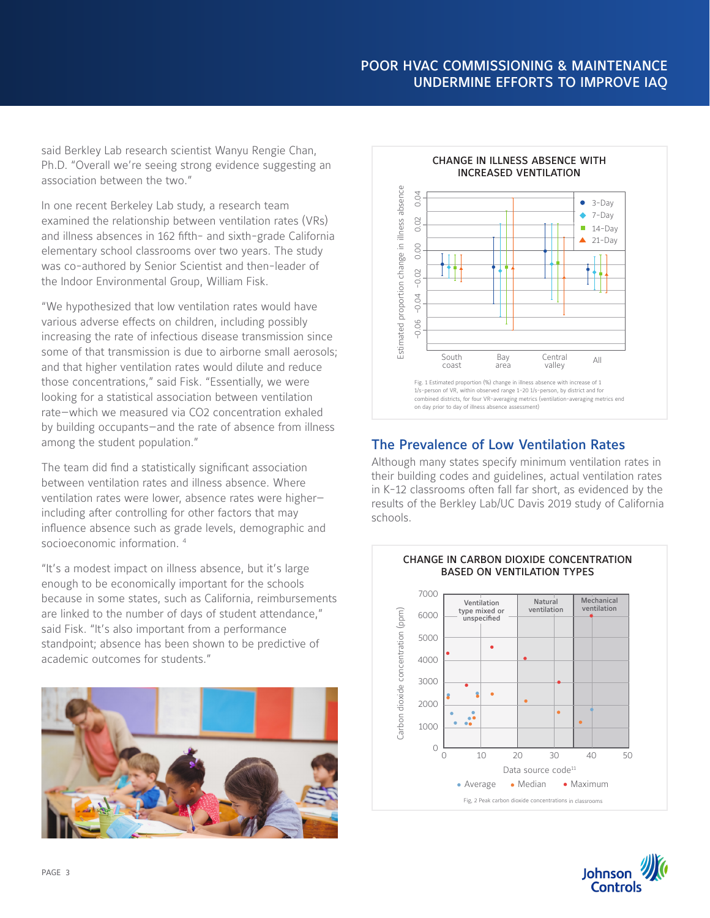said Berkley Lab research scientist Wanyu Rengie Chan, Ph.D. "Overall we're seeing strong evidence suggesting an association between the two."

In one recent Berkeley Lab study, a research team examined the relationship between ventilation rates (VRs) and illness absences in 162 fifth- and sixth-grade California elementary school classrooms over two years. The study was co-authored by Senior Scientist and then-leader of the Indoor Environmental Group, William Fisk.

"We hypothesized that low ventilation rates would have various adverse effects on children, including possibly increasing the rate of infectious disease transmission since some of that transmission is due to airborne small aerosols; and that higher ventilation rates would dilute and reduce those concentrations," said Fisk. "Essentially, we were looking for a statistical association between ventilation rate—which we measured via $CO_2$ concentration exhaled by building occupants—and the rate of absence from illness among the student population."

The team did find a statistically significant association between ventilation rates and illness absence. Where ventilation rates were lower, absence rates were higher—including after controlling for other factors that may influence absence such as grade levels, demographic and socioeconomic information. [4]

"It's a modest impact on illness absence, but it's large enough to be economically important for the schools because in some states, such as California, reimbursements are linked to the number of days of student attendance," said Fisk. "It's also important from a performance standpoint; absence has been shown to be predictive of academic outcomes for students."

**CHANGE IN ILLNESS ABSENCE WITH INCREASED VENTILATION**

Fig. 1 Estimated proportion (%) change in illness absence with increase of 1 1/s-person of VR, within observed range 1-20 1/s-person, by district and for combined districts, for four VR-averaging metrics (ventilation-averaging metrics end on day prior to day of illness absence assessment)

## The Prevalence of Low Ventilation Rates

Although many states specify minimum ventilation rates in their building codes and guidelines, actual ventilation rates in K-12 classrooms often fall far short, as evidenced by the results of the Berkley Lab/UC Davis 2019 study of California schools.

**CHANGE IN CARBON DIOXIDE CONCENTRATION BASED ON VENTILATION TYPES**

Fig. 2 Peak carbon dioxide concentrations in classrooms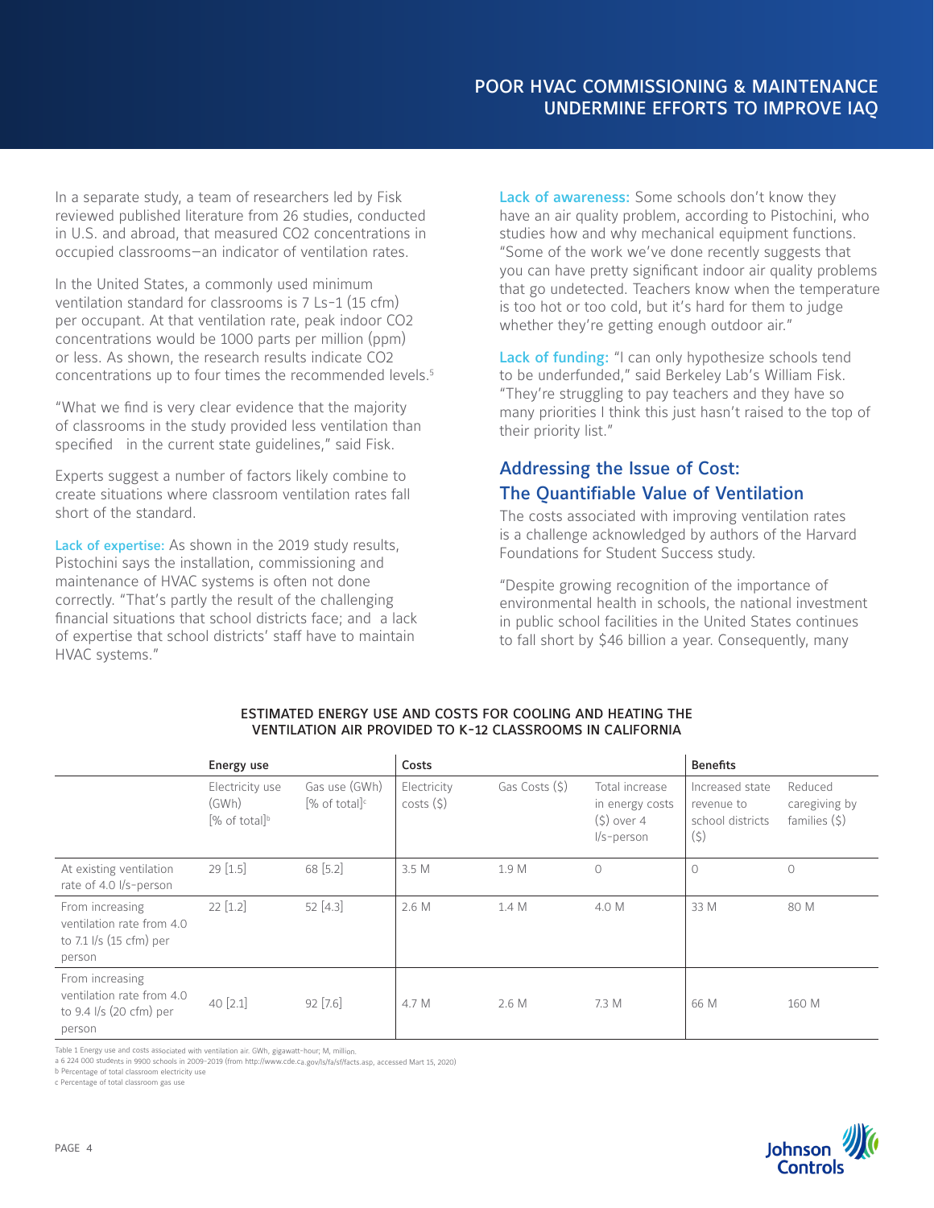In a separate study, a team of researchers led by Fisk reviewed published literature from 26 studies, conducted in U.S. and abroad, that measured $CO_2$ concentrations in occupied classrooms—an indicator of ventilation rates.

In the United States, a commonly used minimum ventilation standard for classrooms is 7 Ls-1 (15 cfm) per occupant. At that ventilation rate, peak indoor $CO_2$ concentrations would be 1000 parts per million (ppm) or less. As shown, the research results indicate $CO_2$ concentrations up to four times the recommended levels.[5]

"What we find is very clear evidence that the majority of classrooms in the study provided less ventilation than specified in the current state guidelines," said Fisk.

Experts suggest a number of factors likely combine to create situations where classroom ventilation rates fall short of the standard.

**Lack of expertise:** As shown in the 2019 study results, Pistochini says the installation, commissioning and maintenance of HVAC systems is often not done correctly. "That's partly the result of the challenging financial situations that school districts face; and a lack of expertise that school districts' staff have to maintain HVAC systems."

**Lack of awareness:** Some schools don't know they have an air quality problem, according to Pistochini, who studies how and why mechanical equipment functions. "Some of the work we've done recently suggests that you can have pretty significant indoor air quality problems that go undetected. Teachers know when the temperature is too hot or too cold, but it's hard for them to judge whether they're getting enough outdoor air."

**Lack of funding:** "I can only hypothesize schools tend to be underfunded," said Berkeley Lab's William Fisk. "They're struggling to pay teachers and they have so many priorities I think this just hasn't raised to the top of their priority list."

## Addressing the Issue of Cost: The Quantifiable Value of Ventilation

The costs associated with improving ventilation rates is a challenge acknowledged by authors of the Harvard Foundations for Student Success study.

"Despite growing recognition of the importance of environmental health in schools, the national investment in public school facilities in the United States continues to fall short by $46 billion a year. Consequently, many

### ESTIMATED ENERGY USE AND COSTS FOR COOLING AND HEATING THE VENTILATION AIR PROVIDED TO K-12 CLASSROOMS IN CALIFORNIA

| | Energy use | | Costs | | | Benefits | |
|---|---|---|---|---|---|---|---|
| | Electricity use (GWh) [% of total][b] | Gas use (GWh) [% of total][c] | Electricity costs ($) | Gas Costs ($) | Total increase in energy costs ($) over 4 l/s-person | Increased state revenue to school districts ($) | Reduced caregiving by families ($) |
| At existing ventilation rate of 4.0 l/s-person | 29 [1.5] | 68 [5.2] | 3.5 M | 1.9 M | 0 | 0 | 0 |
| From increasing ventilation rate from 4.0 to 7.1 l/s (15 cfm) per person | 22 [1.2] | 52 [4.3] | 2.6 M | 1.4 M | 4.0 M | 33 M | 80 M |
| From increasing ventilation rate from 4.0 to 9.4 l/s (20 cfm) per person | 40 [2.1] | 92 [7.6] | 4.7 M | 2.6 M | 7.3 M | 66 M | 160 M |

Table 1 Energy use and costs associated with ventilation air. GWh, gigawatt-hour; M, million.

a 6 224 000 students in 9900 schools in 2009–2019 (from http://www.cde.ca.gov/ls/fa/sf/facts.asp, accessed Mart 15, 2020)

b Percentage of total classroom electricity use

c Percentage of total classroom gas use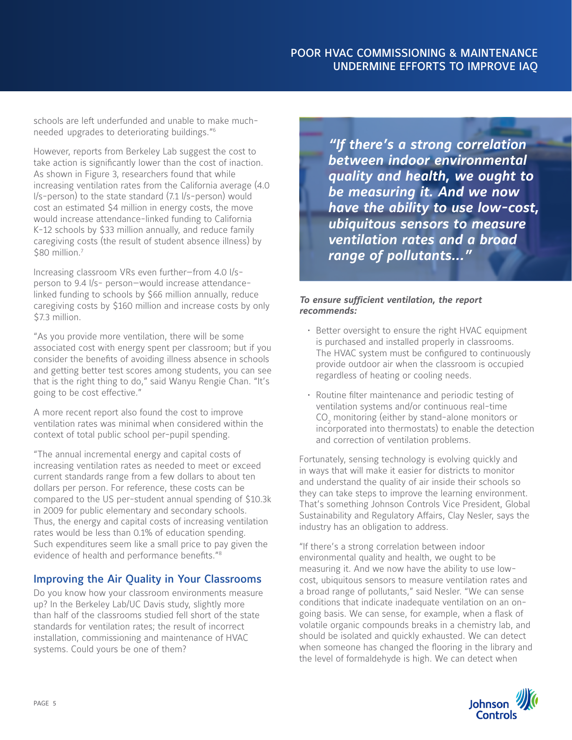schools are left underfunded and unable to make much-needed upgrades to deteriorating buildings."[6]

However, reports from Berkeley Lab suggest the cost to take action is significantly lower than the cost of inaction. As shown in Figure 3, researchers found that while increasing ventilation rates from the California average (4.0 l/s-person) to the state standard (7.1 l/s-person) would cost an estimated $4 million in energy costs, the move would increase attendance-linked funding to California K-12 schools by $33 million annually, and reduce family caregiving costs (the result of student absence illness) by $80 million.[7]

Increasing classroom VRs even further—from 4.0 l/s-person to 9.4 l/s- person—would increase attendance-linked funding to schools by $66 million annually, reduce caregiving costs by $160 million and increase costs by only $7.3 million.

"As you provide more ventilation, there will be some associated cost with energy spent per classroom; but if you consider the benefits of avoiding illness absence in schools and getting better test scores among students, you can see that is the right thing to do," said Wanyu Rengie Chan. "It's going to be cost effective."

A more recent report also found the cost to improve ventilation rates was minimal when considered within the context of total public school per-pupil spending.

"The annual incremental energy and capital costs of increasing ventilation rates as needed to meet or exceed current standards range from a few dollars to about ten dollars per person. For reference, these costs can be compared to the US per-student annual spending of $10.3k in 2009 for public elementary and secondary schools. Thus, the energy and capital costs of increasing ventilation rates would be less than 0.1% of education spending. Such expenditures seem like a small price to pay given the evidence of health and performance benefits."[8]

## Improving the Air Quality in Your Classrooms

Do you know how your classroom environments measure up? In the Berkeley Lab/UC Davis study, slightly more than half of the classrooms studied fell short of the state standards for ventilation rates; the result of incorrect installation, commissioning and maintenance of HVAC systems. Could yours be one of them?

> ***"If there's a strong correlation between indoor environmental quality and health, we ought to be measuring it. And we now have the ability to use low-cost, ubiquitous sensors to measure ventilation rates and a broad range of pollutants..."***

***To ensure sufficient ventilation, the report recommends:***

- Better oversight to ensure the right HVAC equipment is purchased and installed properly in classrooms. The HVAC system must be configured to continuously provide outdoor air when the classroom is occupied regardless of heating or cooling needs.
- Routine filter maintenance and periodic testing of ventilation systems and/or continuous real-time $CO_2$ monitoring (either by stand-alone monitors or incorporated into thermostats) to enable the detection and correction of ventilation problems.

Fortunately, sensing technology is evolving quickly and in ways that will make it easier for districts to monitor and understand the quality of air inside their schools so they can take steps to improve the learning environment. That's something Johnson Controls Vice President, Global Sustainability and Regulatory Affairs, Clay Nesler, says the industry has an obligation to address.

"If there's a strong correlation between indoor environmental quality and health, we ought to be measuring it. And we now have the ability to use low-cost, ubiquitous sensors to measure ventilation rates and a broad range of pollutants," said Nesler. "We can sense conditions that indicate inadequate ventilation on an on-going basis. We can sense, for example, when a flask of volatile organic compounds breaks in a chemistry lab, and should be isolated and quickly exhausted. We can detect when someone has changed the flooring in the library and the level of formaldehyde is high. We can detect when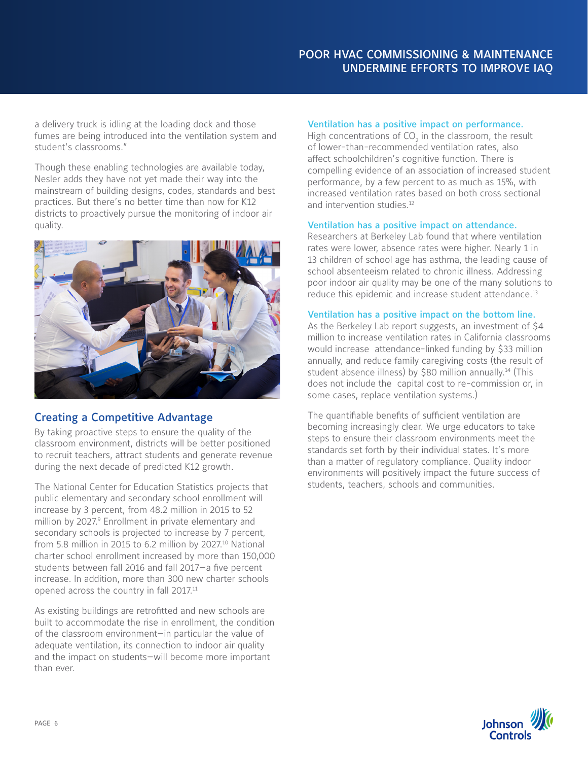a delivery truck is idling at the loading dock and those fumes are being introduced into the ventilation system and student's classrooms."

Though these enabling technologies are available today, Nesler adds they have not yet made their way into the mainstream of building designs, codes, standards and best practices. But there's no better time than now for K12 districts to proactively pursue the monitoring of indoor air quality.

## Creating a Competitive Advantage

By taking proactive steps to ensure the quality of the classroom environment, districts will be better positioned to recruit teachers, attract students and generate revenue during the next decade of predicted K12 growth.

The National Center for Education Statistics projects that public elementary and secondary school enrollment will increase by 3 percent, from 48.2 million in 2015 to 52 million by 2027.[9] Enrollment in private elementary and secondary schools is projected to increase by 7 percent, from 5.8 million in 2015 to 6.2 million by 2027.[10] National charter school enrollment increased by more than 150,000 students between fall 2016 and fall 2017—a five percent increase. In addition, more than 300 new charter schools opened across the country in fall 2017.[11]

As existing buildings are retrofitted and new schools are built to accommodate the rise in enrollment, the condition of the classroom environment—in particular the value of adequate ventilation, its connection to indoor air quality and the impact on students—will become more important than ever.

**Ventilation has a positive impact on performance.**
High concentrations of $CO_2$ in the classroom, the result of lower-than-recommended ventilation rates, also affect schoolchildren's cognitive function. There is compelling evidence of an association of increased student performance, by a few percent to as much as 15%, with increased ventilation rates based on both cross sectional and intervention studies.[12]

**Ventilation has a positive impact on attendance.**
Researchers at Berkeley Lab found that where ventilation rates were lower, absence rates were higher. Nearly 1 in 13 children of school age has asthma, the leading cause of school absenteeism related to chronic illness. Addressing poor indoor air quality may be one of the many solutions to reduce this epidemic and increase student attendance.[13]

**Ventilation has a positive impact on the bottom line.**
As the Berkeley Lab report suggests, an investment of $4 million to increase ventilation rates in California classrooms would increase attendance-linked funding by $33 million annually, and reduce family caregiving costs (the result of student absence illness) by $80 million annually.[14] (This does not include the capital cost to re-commission or, in some cases, replace ventilation systems.)

The quantifiable benefits of sufficient ventilation are becoming increasingly clear. We urge educators to take steps to ensure their classroom environments meet the standards set forth by their individual states. It's more than a matter of regulatory compliance. Quality indoor environments will positively impact the future success of students, teachers, schools and communities.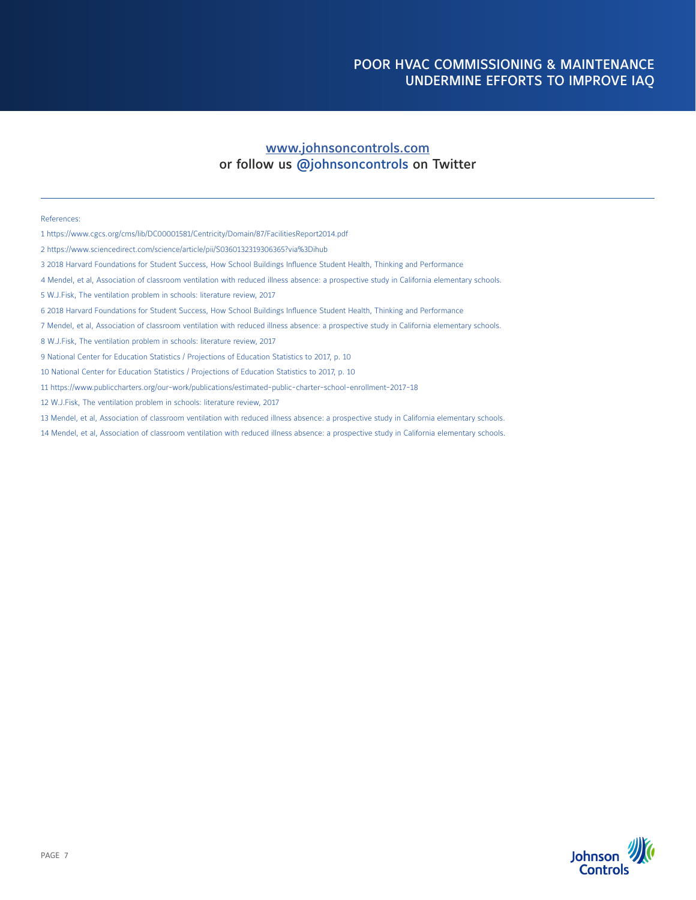**www.johnsoncontrols.com**
**or follow us @johnsoncontrols on Twitter**

---

References:

1 https://www.cgcs.org/cms/lib/DC00001581/Centricity/Domain/87/FacilitiesReport2014.pdf

2 https://www.sciencedirect.com/science/article/pii/S0360132319306365?via%3Dihub

3 2018 Harvard Foundations for Student Success, How School Buildings Influence Student Health, Thinking and Performance

4 Mendel, et al, Association of classroom ventilation with reduced illness absence: a prospective study in California elementary schools.

5 W.J.Fisk, The ventilation problem in schools: literature review, 2017

6 2018 Harvard Foundations for Student Success, How School Buildings Influence Student Health, Thinking and Performance

7 Mendel, et al, Association of classroom ventilation with reduced illness absence: a prospective study in California elementary schools.

8 W.J.Fisk, The ventilation problem in schools: literature review, 2017

9 National Center for Education Statistics / Projections of Education Statistics to 2017, p. 10

10 National Center for Education Statistics / Projections of Education Statistics to 2017, p. 10

11 https://www.publiccharters.org/our-work/publications/estimated-public-charter-school-enrollment-2017-18

12 W.J.Fisk, The ventilation problem in schools: literature review, 2017

13 Mendel, et al, Association of classroom ventilation with reduced illness absence: a prospective study in California elementary schools.

14 Mendel, et al, Association of classroom ventilation with reduced illness absence: a prospective study in California elementary schools.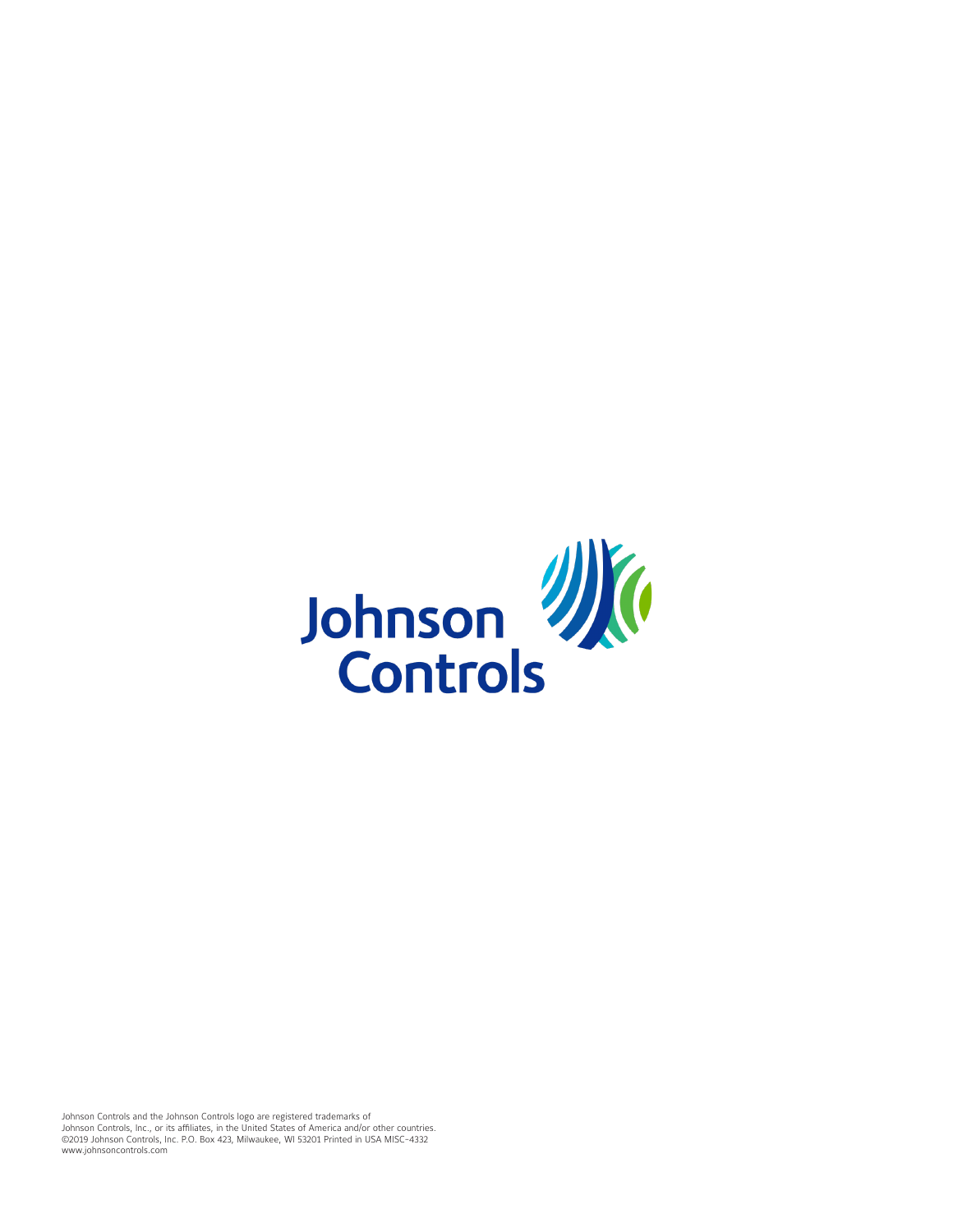Johnson Controls

Johnson Controls and the Johnson Controls logo are registered trademarks of
Johnson Controls, Inc., or its affiliates, in the United States of America and/or other countries.
©2019 Johnson Controls, Inc. P.O. Box 423, Milwaukee, WI 53201 Printed in USA MISC-4332
www.johnsoncontrols.com